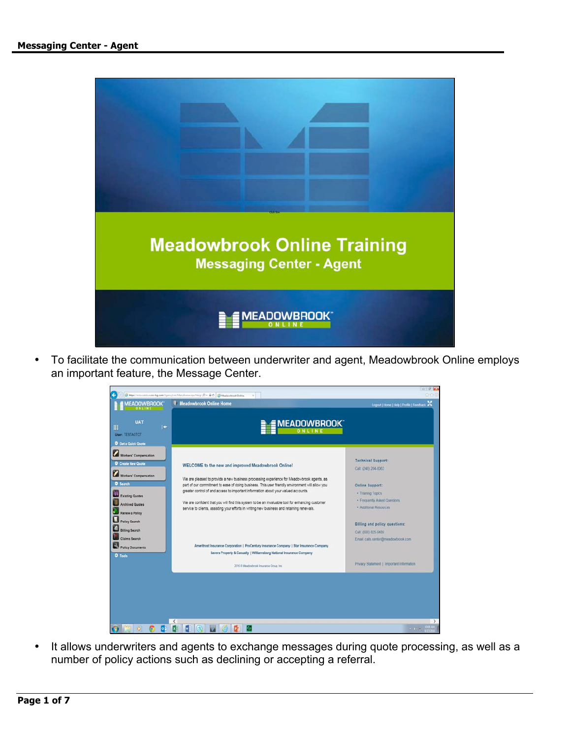- To facilitate the communication between underwriter and agent, Meadowbrook Online employs an important feature, the Message Center.

- It allows underwriters and agents to exchange messages during quote processing, as well as a number of policy actions such as declining or accepting a referral.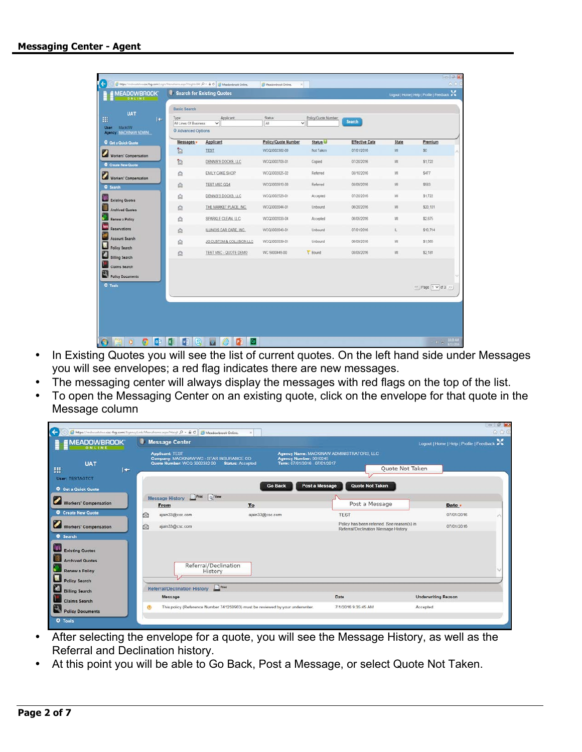**Messaging Center - Agent**

- In Existing Quotes you will see the list of current quotes. On the left hand side under Messages you will see envelopes; a red flag indicates there are new messages.
- The messaging center will always display the messages with red flags on the top of the list.
- To open the Messaging Center on an existing quote, click on the envelope for that quote in the Message column

- After selecting the envelope for a quote, you will see the Message History, as well as the Referral and Declination history.
- At this point you will be able to Go Back, Post a Message, or select Quote Not Taken.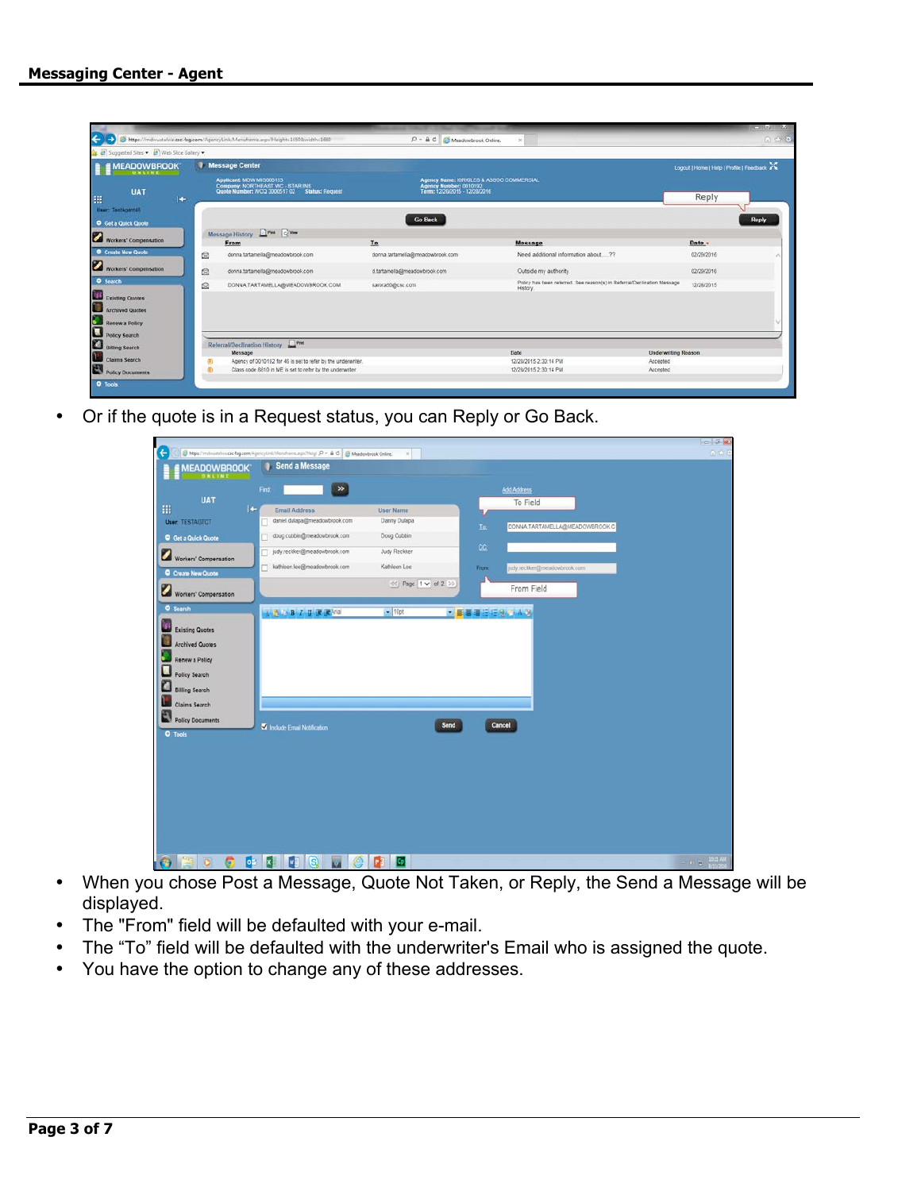**Messaging Center - Agent**

- Or if the quote is in a Request status, you can Reply or Go Back.

- When you chose Post a Message, Quote Not Taken, or Reply, the Send a Message will be displayed.
- The "From" field will be defaulted with your e-mail.
- The “To” field will be defaulted with the underwriter's Email who is assigned the quote.
- You have the option to change any of these addresses.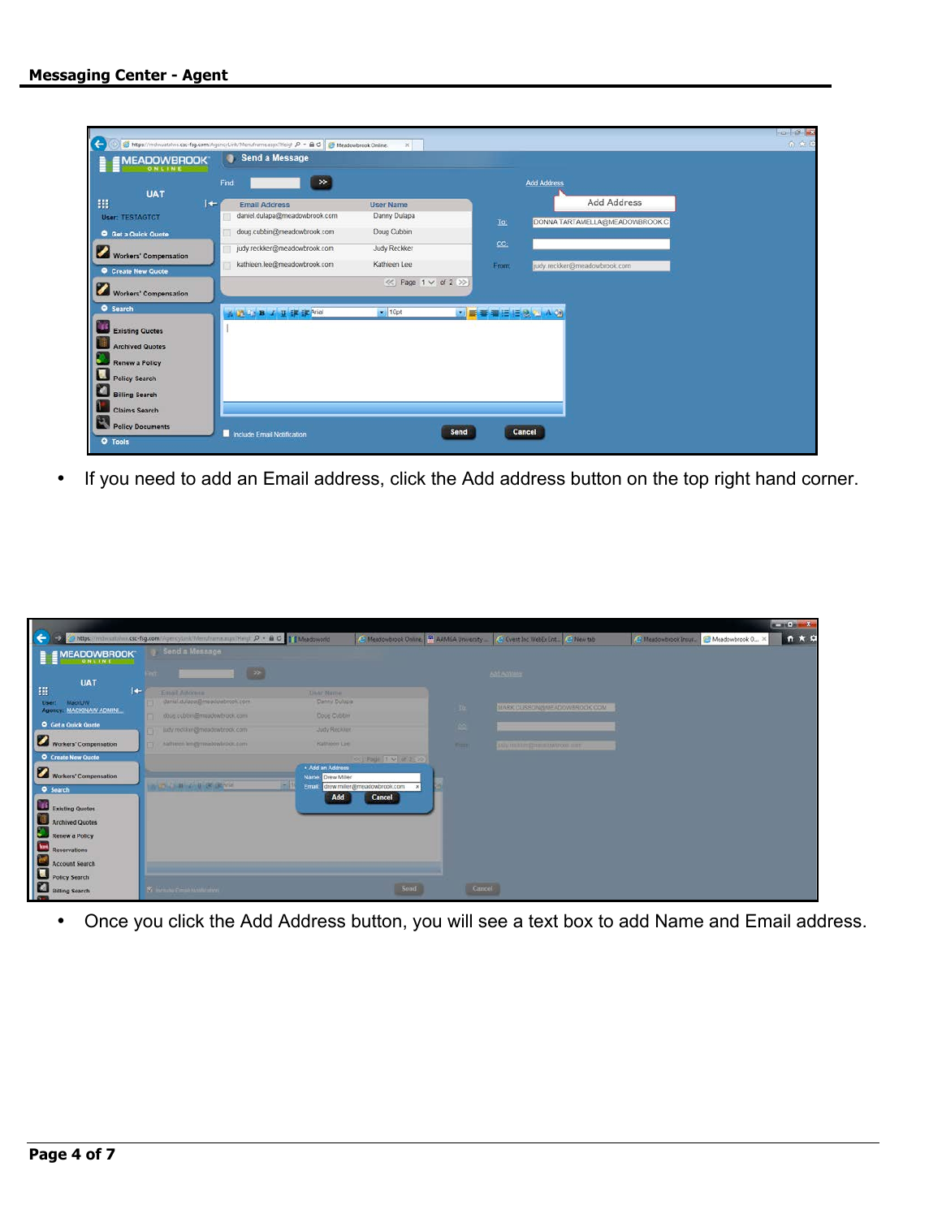# Messaging Center - Agent

- If you need to add an Email address, click the Add address button on the top right hand corner.

- Once you click the Add Address button, you will see a text box to add Name and Email address.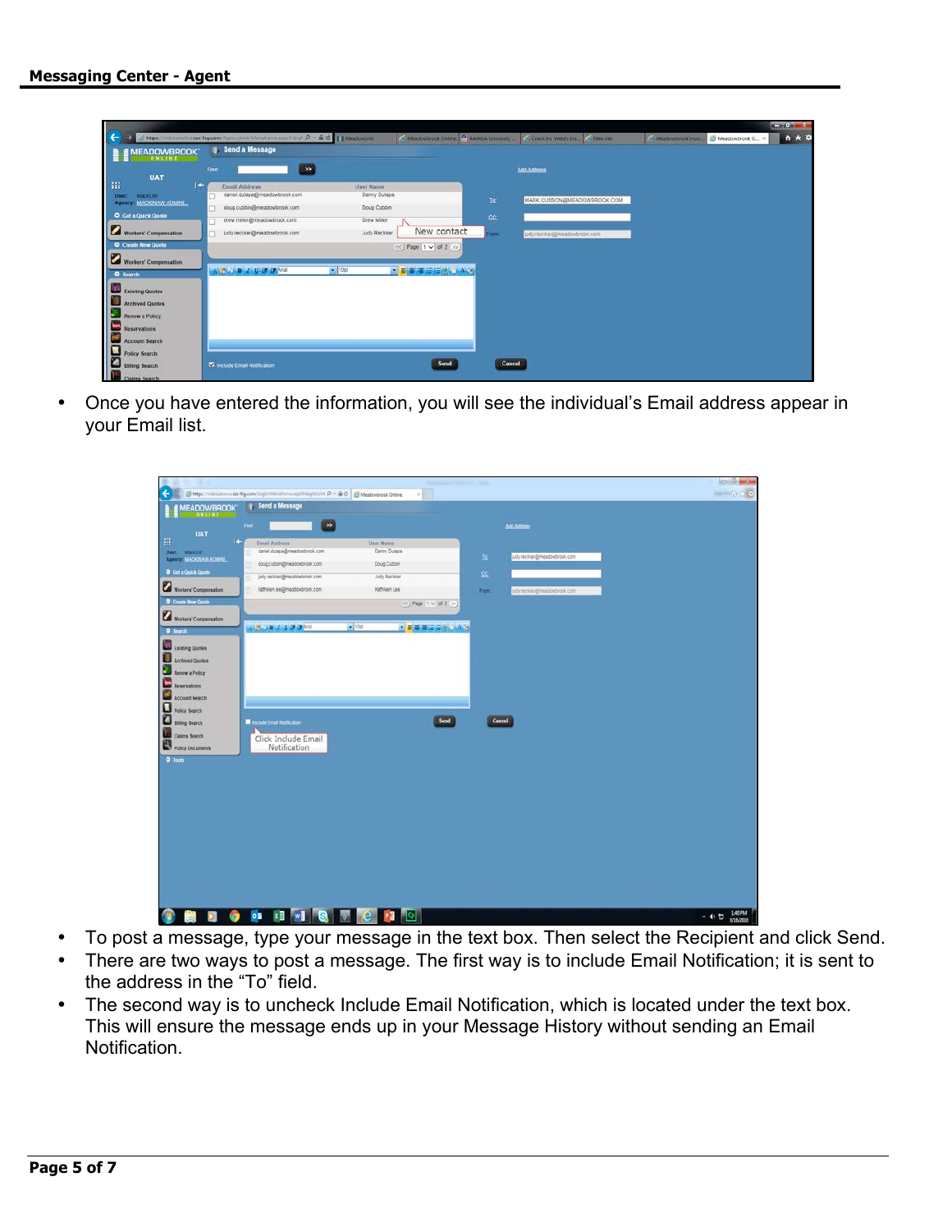- Once you have entered the information, you will see the individual's Email address appear in your Email list.

- To post a message, type your message in the text box. Then select the Recipient and click Send.
- There are two ways to post a message. The first way is to include Email Notification; it is sent to the address in the "To" field.
- The second way is to uncheck Include Email Notification, which is located under the text box. This will ensure the message ends up in your Message History without sending an Email Notification.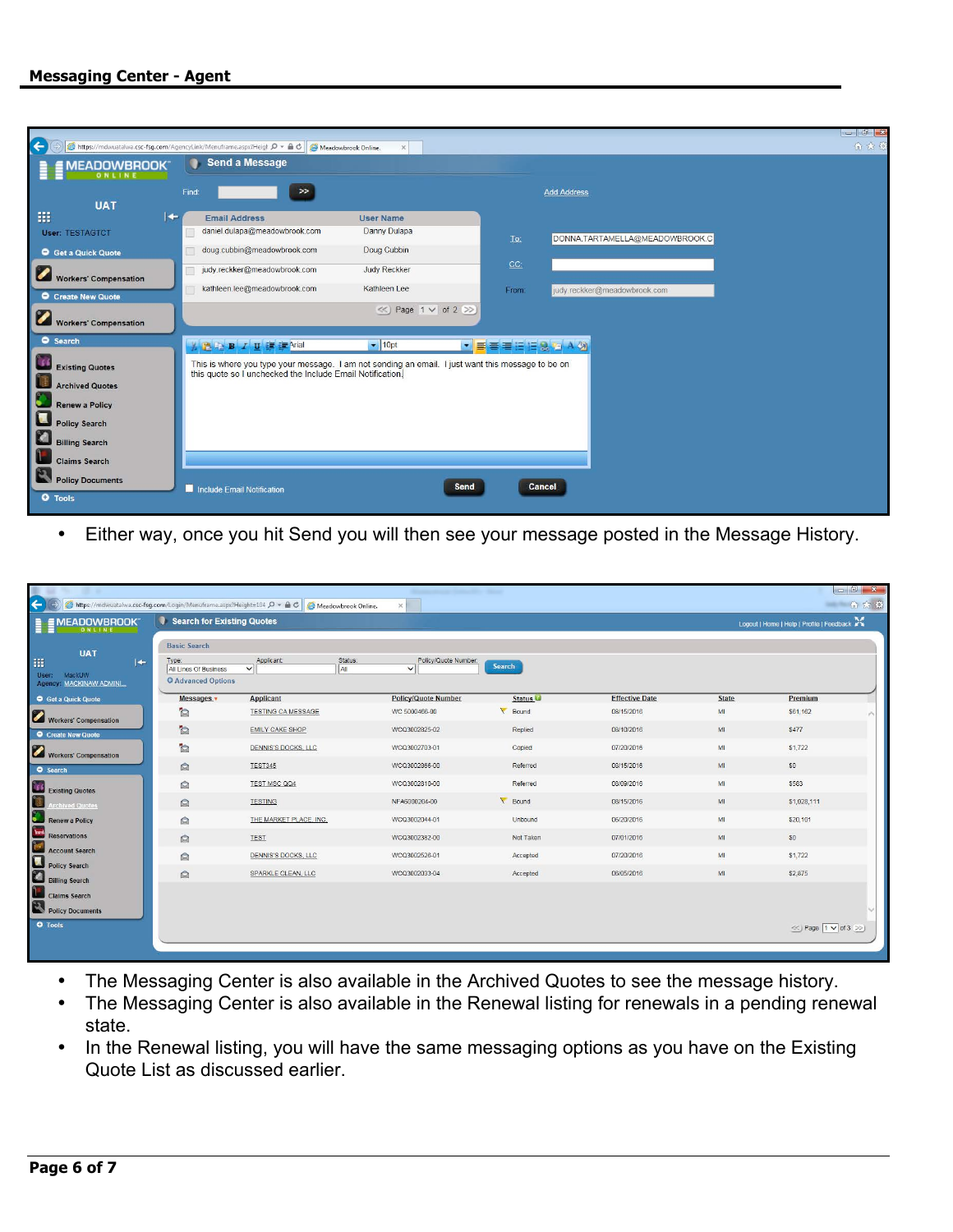- Either way, once you hit Send you will then see your message posted in the Message History.

- The Messaging Center is also available in the Archived Quotes to see the message history.
- The Messaging Center is also available in the Renewal listing for renewals in a pending renewal state.
- In the Renewal listing, you will have the same messaging options as you have on the Existing Quote List as discussed earlier.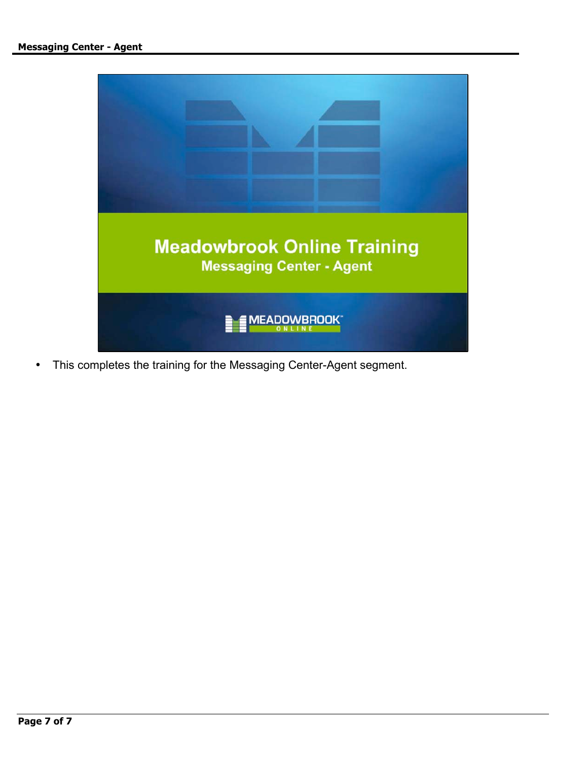Meadowbrook Online Training

Messaging Center - Agent

MEADOWBROOK ONLINE

- This completes the training for the Messaging Center-Agent segment.